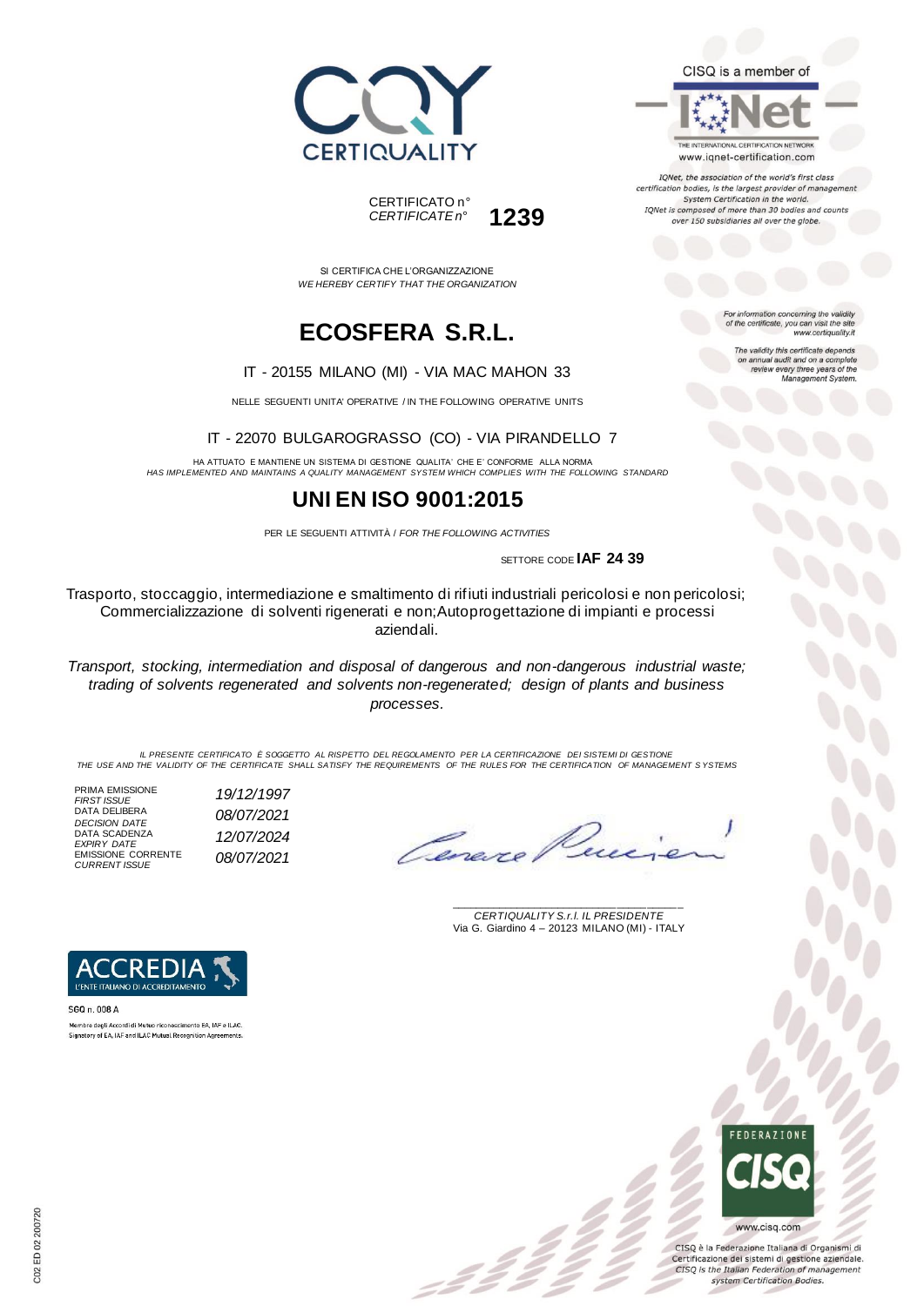CERTIQUALITY

CISQ is a member of

IQNet

THE INTERNATIONAL CERTIFICATION NETWORK
www.iqnet-certification.com

*IQNet, the association of the world's first class certification bodies, is the largest provider of management System Certification in the world. IQNet is composed of more than 30 bodies and counts over 150 subsidiaries all over the globe.*

CERTIFICATO n°
*CERTIFICATE n°* **1239**

*For information concerning the validity of the certificate, you can visit the site www.certiquality.it*

*The validity this certificate depends on annual audit and on a complete review every three years of the Management System.*

SI CERTIFICA CHE L'ORGANIZZAZIONE
*WE HEREBY CERTIFY THAT THE ORGANIZATION*

# ECOSFERA S.R.L.

IT - 20155 MILANO (MI) - VIA MAC MAHON 33

NELLE SEGUENTI UNITA' OPERATIVE / IN THE FOLLOWING OPERATIVE UNITS

IT - 22070 BULGAROGRASSO (CO) - VIA PIRANDELLO 7

HA ATTUATO E MANTIENE UN SISTEMA DI GESTIONE QUALITA' CHE E' CONFORME ALLA NORMA
*HAS IMPLEMENTED AND MAINTAINS A QUALITY MANAGEMENT SYSTEM WHICH COMPLIES WITH THE FOLLOWING STANDARD*

# UNI EN ISO 9001:2015

PER LE SEGUENTI ATTIVITÀ / *FOR THE FOLLOWING ACTIVITIES*

SETTORE CODE **IAF 24 39**

Trasporto, stoccaggio, intermediazione e smaltimento di rifiuti industriali pericolosi e non pericolosi; Commercializzazione di solventi rigenerati e non;Autoprogettazione di impianti e processi aziendali.

*Transport, stocking, intermediation and disposal of dangerous and non-dangerous industrial waste; trading of solvents regenerated and solvents non-regenerated; design of plants and business processes.*

*IL PRESENTE CERTIFICATO È SOGGETTO AL RISPETTO DEL REGOLAMENTO PER LA CERTIFICAZIONE DEI SISTEMI DI GESTIONE*
*THE USE AND THE VALIDITY OF THE CERTIFICATE SHALL SATISFY THE REQUIREMENTS OF THE RULES FOR THE CERTIFICATION OF MANAGEMENT SYSTEMS*

| | |
|---|---|
| PRIMA EMISSIONE *FIRST ISSUE* | *19/12/1997* |
| DATA DELIBERA *DECISION DATE* | *08/07/2021* |
| DATA SCADENZA *EXPIRY DATE* | *12/07/2024* |
| EMISSIONE CORRENTE *CURRENT ISSUE* | *08/07/2021* |

*CERTIQUALITY S.r.l. IL PRESIDENTE*
Via G. Giardino 4 – 20123 MILANO (MI) - ITALY

ACCREDIA
L'ENTE ITALIANO DI ACCREDITAMENTO

SGQ n. 008 A
Membro degli Accordi di Mutuo riconoscimento EA, IAF e ILAC.
Signatory of EA, IAF and ILAC Mutual Recognition Agreements.

FEDERAZIONE CISQ
www.cisq.com

CISQ è la Federazione Italiana di Organismi di Certificazione dei sistemi di gestione aziendale.
*CISQ is the Italian Federation of management system Certification Bodies.*

C02 ED 02 200720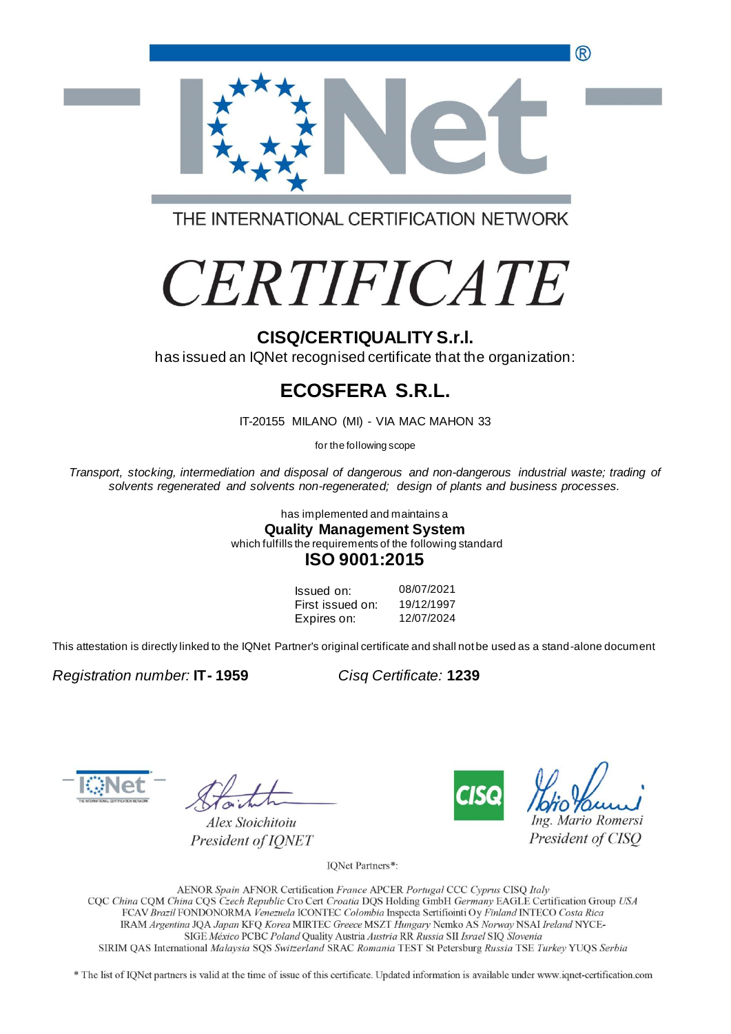THE INTERNATIONAL CERTIFICATION NETWORK

# CERTIFICATE

**CISQ/CERTIQUALITY S.r.l.**

has issued an IQNet recognised certificate that the organization:

## ECOSFERA S.R.L.

IT-20155 MILANO (MI) - VIA MAC MAHON 33

for the following scope

*Transport, stocking, intermediation and disposal of dangerous and non-dangerous industrial waste; trading of solvents regenerated and solvents non-regenerated; design of plants and business processes.*

has implemented and maintains a

**Quality Management System**

which fulfills the requirements of the following standard

**ISO 9001:2015**

| | |
|---|---|
| Issued on: | 08/07/2021 |
| First issued on: | 19/12/1997 |
| Expires on: | 12/07/2024 |

This attestation is directly linked to the IQNet Partner's original certificate and shall not be used as a stand-alone document

*Registration number:* **IT - 1959** *Cisq Certificate:* **1239**

*Alex Stoichitoiu*
*President of IQNET*

*Ing. Mario Romersi*
*President of CISQ*

IQNet Partners*:

AENOR *Spain* AFNOR Certification *France* APCER *Portugal* CCC *Cyprus* CISQ *Italy*
CQC *China* CQM *China* CQS *Czech Republic* Cro Cert *Croatia* DQS Holding GmbH *Germany* EAGLE Certification Group *USA*
FCAV *Brazil* FONDONORMA *Venezuela* ICONTEC *Colombia* Inspecta Sertifiointi Oy *Finland* INTECO *Costa Rica*
IRAM *Argentina* JQA *Japan* KFQ *Korea* MIRTEC *Greece* MSZT *Hungary* Nemko AS *Norway* NSAI *Ireland* NYCE-SIGE *México* PCBC *Poland* Quality Austria *Austria* RR *Russia* SII *Israel* SIQ *Slovenia*
SIRIM QAS International *Malaysia* SQS *Switzerland* SRAC *Romania* TEST St Petersburg *Russia* TSE *Turkey* YUQS *Serbia*

* The list of IQNet partners is valid at the time of issue of this certificate. Updated information is available under www.iqnet-certification.com